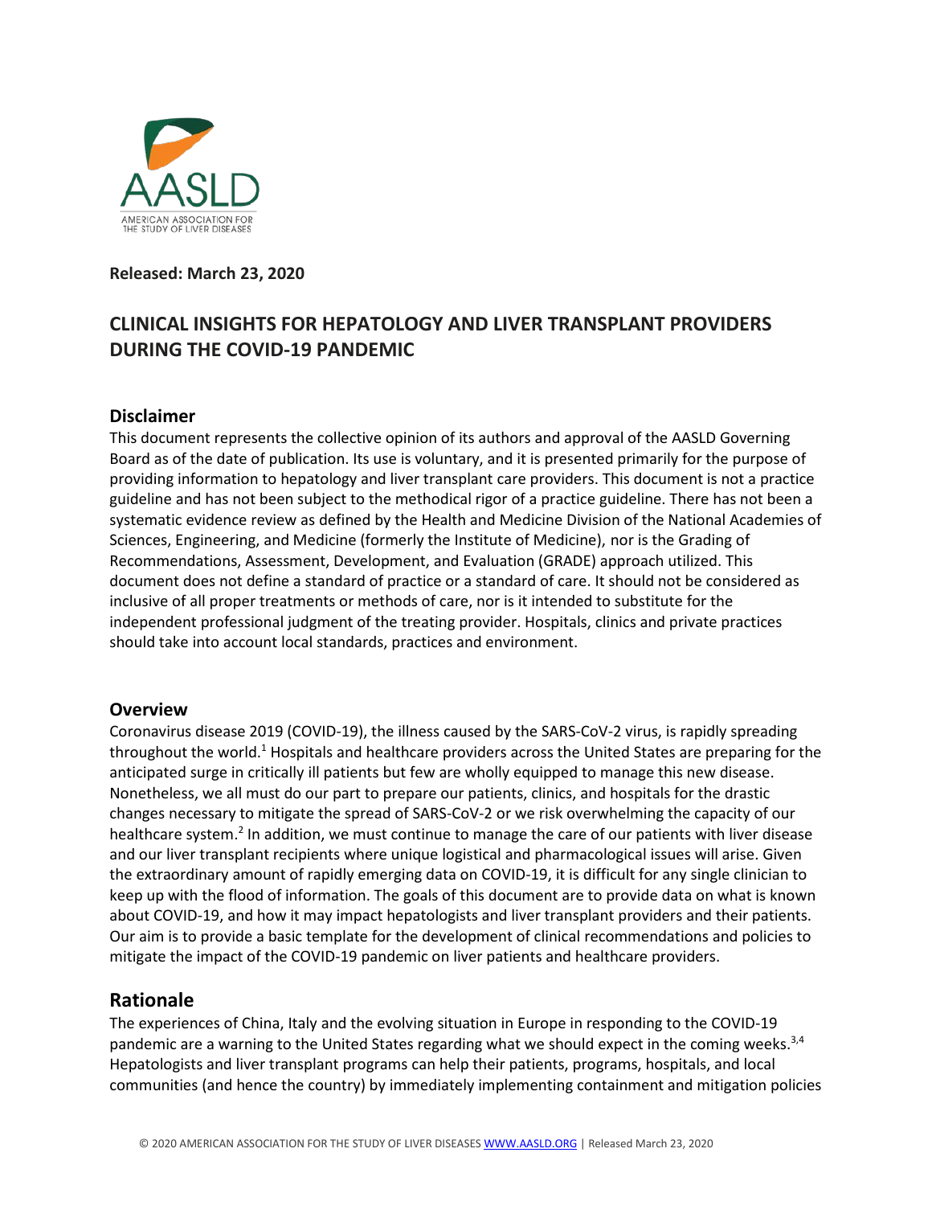**Released: March 23, 2020**

# CLINICAL INSIGHTS FOR HEPATOLOGY AND LIVER TRANSPLANT PROVIDERS DURING THE COVID-19 PANDEMIC

## Disclaimer

This document represents the collective opinion of its authors and approval of the AASLD Governing Board as of the date of publication. Its use is voluntary, and it is presented primarily for the purpose of providing information to hepatology and liver transplant care providers. This document is not a practice guideline and has not been subject to the methodical rigor of a practice guideline. There has not been a systematic evidence review as defined by the Health and Medicine Division of the National Academies of Sciences, Engineering, and Medicine (formerly the Institute of Medicine), nor is the Grading of Recommendations, Assessment, Development, and Evaluation (GRADE) approach utilized. This document does not define a standard of practice or a standard of care. It should not be considered as inclusive of all proper treatments or methods of care, nor is it intended to substitute for the independent professional judgment of the treating provider. Hospitals, clinics and private practices should take into account local standards, practices and environment.

## Overview

Coronavirus disease 2019 (COVID-19), the illness caused by the SARS-CoV-2 virus, is rapidly spreading throughout the world.[1] Hospitals and healthcare providers across the United States are preparing for the anticipated surge in critically ill patients but few are wholly equipped to manage this new disease. Nonetheless, we all must do our part to prepare our patients, clinics, and hospitals for the drastic changes necessary to mitigate the spread of SARS-CoV-2 or we risk overwhelming the capacity of our healthcare system.[2] In addition, we must continue to manage the care of our patients with liver disease and our liver transplant recipients where unique logistical and pharmacological issues will arise. Given the extraordinary amount of rapidly emerging data on COVID-19, it is difficult for any single clinician to keep up with the flood of information. The goals of this document are to provide data on what is known about COVID-19, and how it may impact hepatologists and liver transplant providers and their patients. Our aim is to provide a basic template for the development of clinical recommendations and policies to mitigate the impact of the COVID-19 pandemic on liver patients and healthcare providers.

## Rationale

The experiences of China, Italy and the evolving situation in Europe in responding to the COVID-19 pandemic are a warning to the United States regarding what we should expect in the coming weeks.[3,4] Hepatologists and liver transplant programs can help their patients, programs, hospitals, and local communities (and hence the country) by immediately implementing containment and mitigation policies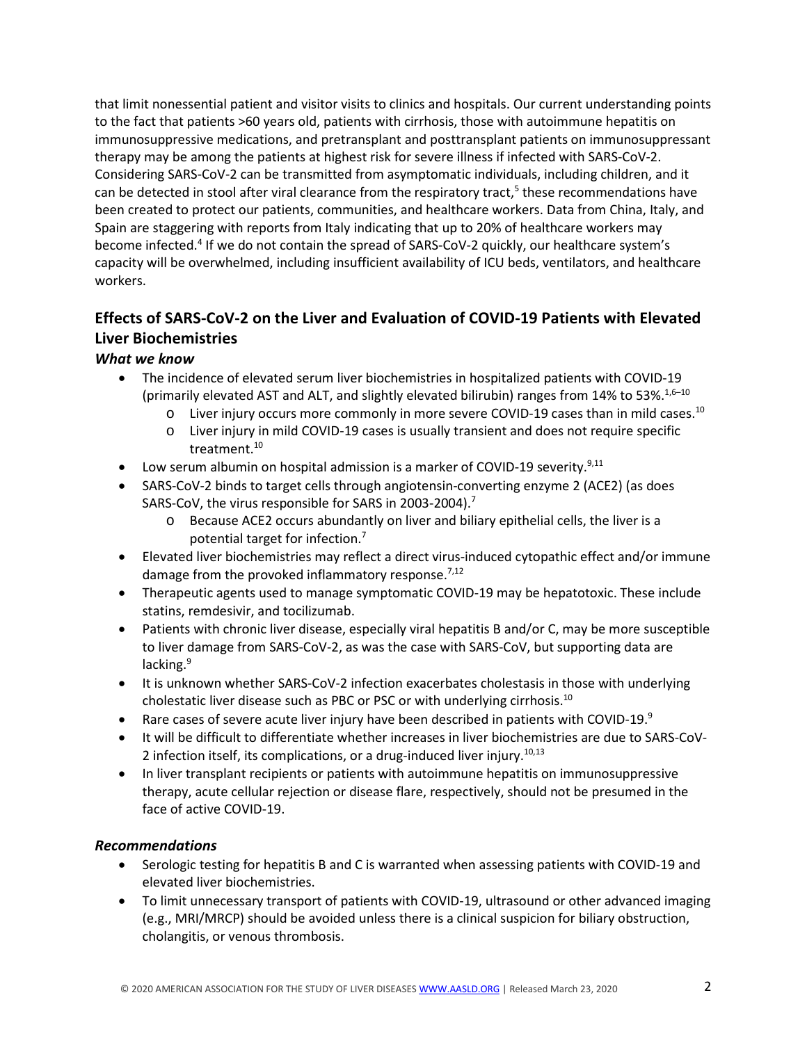that limit nonessential patient and visitor visits to clinics and hospitals. Our current understanding points to the fact that patients >60 years old, patients with cirrhosis, those with autoimmune hepatitis on immunosuppressive medications, and pretransplant and posttransplant patients on immunosuppressant therapy may be among the patients at highest risk for severe illness if infected with SARS-CoV-2. Considering SARS-CoV-2 can be transmitted from asymptomatic individuals, including children, and it can be detected in stool after viral clearance from the respiratory tract,[5] these recommendations have been created to protect our patients, communities, and healthcare workers. Data from China, Italy, and Spain are staggering with reports from Italy indicating that up to 20% of healthcare workers may become infected.[4] If we do not contain the spread of SARS-CoV-2 quickly, our healthcare system's capacity will be overwhelmed, including insufficient availability of ICU beds, ventilators, and healthcare workers.

## Effects of SARS-CoV-2 on the Liver and Evaluation of COVID-19 Patients with Elevated Liver Biochemistries

***What we know***

- The incidence of elevated serum liver biochemistries in hospitalized patients with COVID-19 (primarily elevated AST and ALT, and slightly elevated bilirubin) ranges from 14% to 53%.[1,6–10]
  - Liver injury occurs more commonly in more severe COVID-19 cases than in mild cases.[10]
  - Liver injury in mild COVID-19 cases is usually transient and does not require specific treatment.[10]
- Low serum albumin on hospital admission is a marker of COVID-19 severity.[9,11]
- SARS-CoV-2 binds to target cells through angiotensin-converting enzyme 2 (ACE2) (as does SARS-CoV, the virus responsible for SARS in 2003-2004).[7]
  - Because ACE2 occurs abundantly on liver and biliary epithelial cells, the liver is a potential target for infection.[7]
- Elevated liver biochemistries may reflect a direct virus-induced cytopathic effect and/or immune damage from the provoked inflammatory response.[7,12]
- Therapeutic agents used to manage symptomatic COVID-19 may be hepatotoxic. These include statins, remdesivir, and tocilizumab.
- Patients with chronic liver disease, especially viral hepatitis B and/or C, may be more susceptible to liver damage from SARS-CoV-2, as was the case with SARS-CoV, but supporting data are lacking.[9]
- It is unknown whether SARS-CoV-2 infection exacerbates cholestasis in those with underlying cholestatic liver disease such as PBC or PSC or with underlying cirrhosis.[10]
- Rare cases of severe acute liver injury have been described in patients with COVID-19.[9]
- It will be difficult to differentiate whether increases in liver biochemistries are due to SARS-CoV-2 infection itself, its complications, or a drug-induced liver injury.[10,13]
- In liver transplant recipients or patients with autoimmune hepatitis on immunosuppressive therapy, acute cellular rejection or disease flare, respectively, should not be presumed in the face of active COVID-19.

***Recommendations***

- Serologic testing for hepatitis B and C is warranted when assessing patients with COVID-19 and elevated liver biochemistries.
- To limit unnecessary transport of patients with COVID-19, ultrasound or other advanced imaging (e.g., MRI/MRCP) should be avoided unless there is a clinical suspicion for biliary obstruction, cholangitis, or venous thrombosis.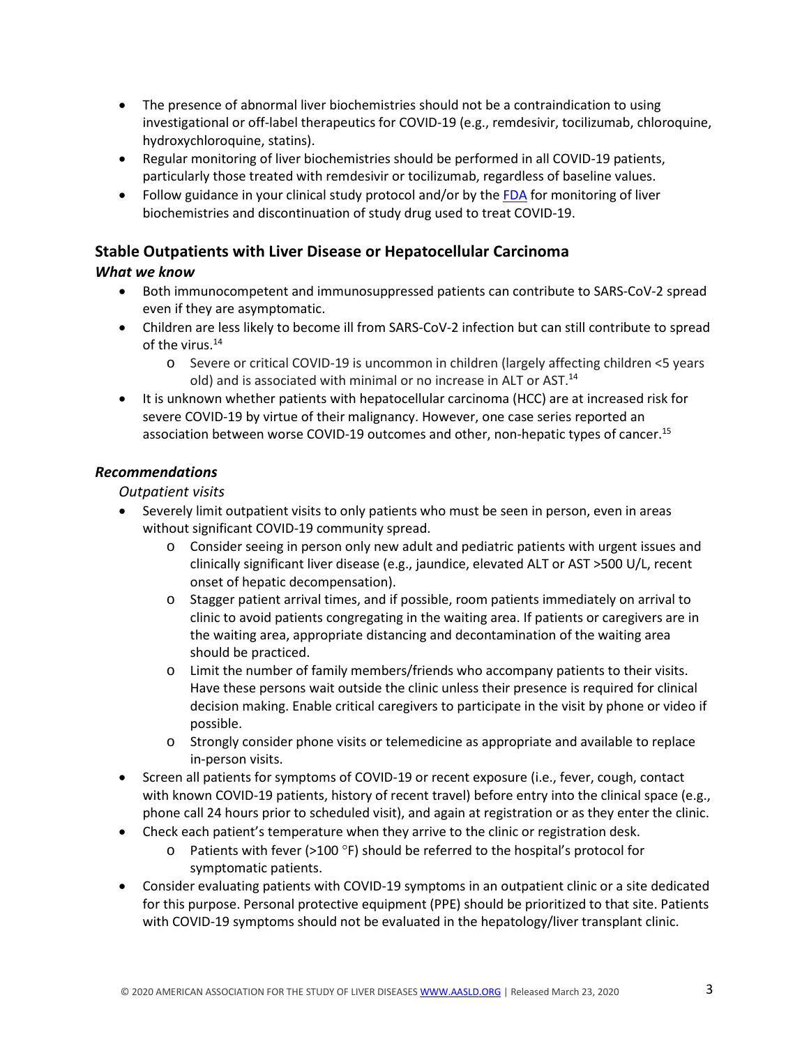- The presence of abnormal liver biochemistries should not be a contraindication to using investigational or off-label therapeutics for COVID-19 (e.g., remdesivir, tocilizumab, chloroquine, hydroxychloroquine, statins).
- Regular monitoring of liver biochemistries should be performed in all COVID-19 patients, particularly those treated with remdesivir or tocilizumab, regardless of baseline values.
- Follow guidance in your clinical study protocol and/or by the FDA for monitoring of liver biochemistries and discontinuation of study drug used to treat COVID-19.

## Stable Outpatients with Liver Disease or Hepatocellular Carcinoma

### *What we know*

- Both immunocompetent and immunosuppressed patients can contribute to SARS-CoV-2 spread even if they are asymptomatic.
- Children are less likely to become ill from SARS-CoV-2 infection but can still contribute to spread of the virus.[14]
  - Severe or critical COVID-19 is uncommon in children (largely affecting children <5 years old) and is associated with minimal or no increase in ALT or AST.[14]
- It is unknown whether patients with hepatocellular carcinoma (HCC) are at increased risk for severe COVID-19 by virtue of their malignancy. However, one case series reported an association between worse COVID-19 outcomes and other, non-hepatic types of cancer.[15]

### *Recommendations*

*Outpatient visits*

- Severely limit outpatient visits to only patients who must be seen in person, even in areas without significant COVID-19 community spread.
  - Consider seeing in person only new adult and pediatric patients with urgent issues and clinically significant liver disease (e.g., jaundice, elevated ALT or AST >500 U/L, recent onset of hepatic decompensation).
  - Stagger patient arrival times, and if possible, room patients immediately on arrival to clinic to avoid patients congregating in the waiting area. If patients or caregivers are in the waiting area, appropriate distancing and decontamination of the waiting area should be practiced.
  - Limit the number of family members/friends who accompany patients to their visits. Have these persons wait outside the clinic unless their presence is required for clinical decision making. Enable critical caregivers to participate in the visit by phone or video if possible.
  - Strongly consider phone visits or telemedicine as appropriate and available to replace in-person visits.
- Screen all patients for symptoms of COVID-19 or recent exposure (i.e., fever, cough, contact with known COVID-19 patients, history of recent travel) before entry into the clinical space (e.g., phone call 24 hours prior to scheduled visit), and again at registration or as they enter the clinic.
- Check each patient's temperature when they arrive to the clinic or registration desk.
  - Patients with fever (>100 °F) should be referred to the hospital's protocol for symptomatic patients.
- Consider evaluating patients with COVID-19 symptoms in an outpatient clinic or a site dedicated for this purpose. Personal protective equipment (PPE) should be prioritized to that site. Patients with COVID-19 symptoms should not be evaluated in the hepatology/liver transplant clinic.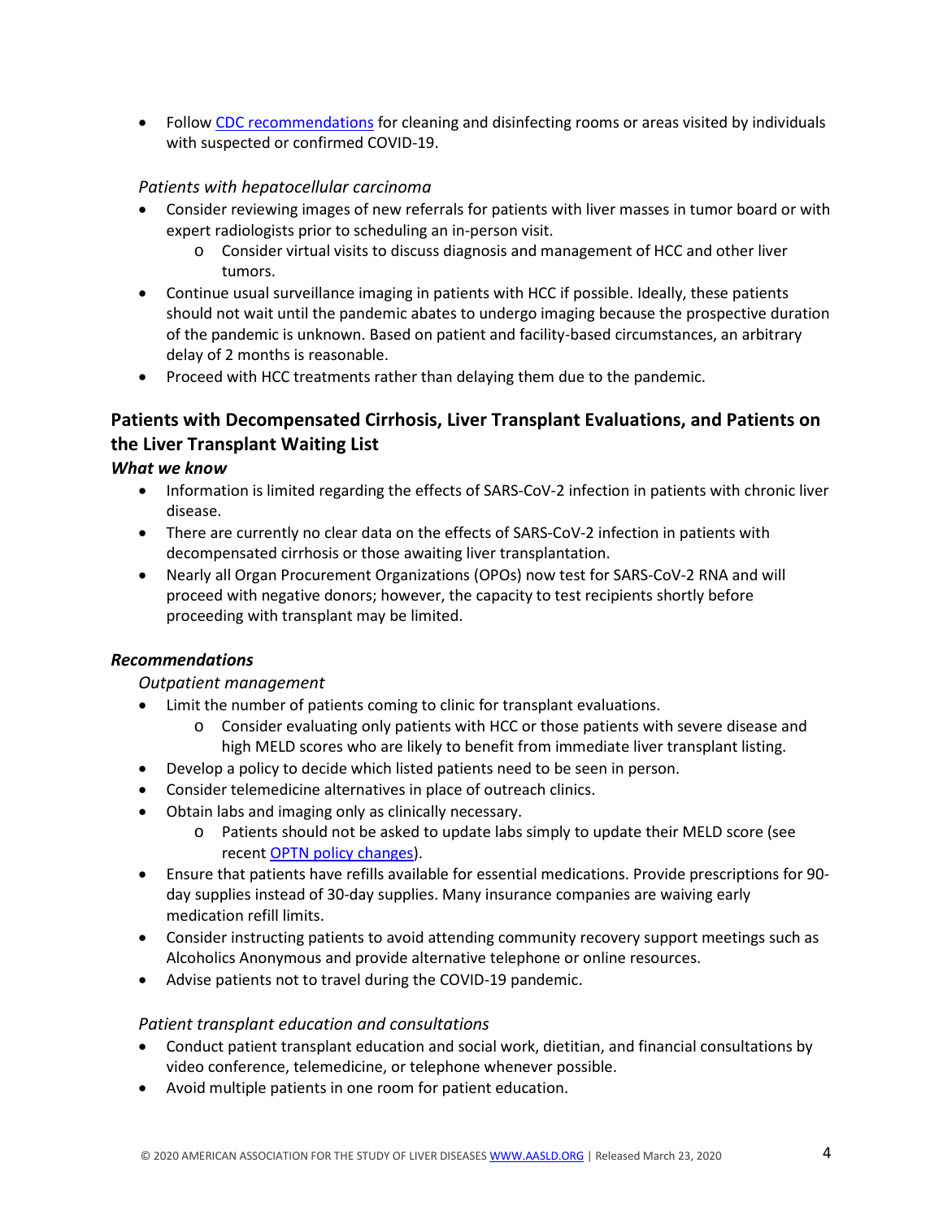- Follow [CDC recommendations](#) for cleaning and disinfecting rooms or areas visited by individuals with suspected or confirmed COVID-19.

*Patients with hepatocellular carcinoma*

- Consider reviewing images of new referrals for patients with liver masses in tumor board or with expert radiologists prior to scheduling an in-person visit.
  - Consider virtual visits to discuss diagnosis and management of HCC and other liver tumors.
- Continue usual surveillance imaging in patients with HCC if possible. Ideally, these patients should not wait until the pandemic abates to undergo imaging because the prospective duration of the pandemic is unknown. Based on patient and facility-based circumstances, an arbitrary delay of 2 months is reasonable.
- Proceed with HCC treatments rather than delaying them due to the pandemic.

## Patients with Decompensated Cirrhosis, Liver Transplant Evaluations, and Patients on the Liver Transplant Waiting List

***What we know***

- Information is limited regarding the effects of SARS-CoV-2 infection in patients with chronic liver disease.
- There are currently no clear data on the effects of SARS-CoV-2 infection in patients with decompensated cirrhosis or those awaiting liver transplantation.
- Nearly all Organ Procurement Organizations (OPOs) now test for SARS-CoV-2 RNA and will proceed with negative donors; however, the capacity to test recipients shortly before proceeding with transplant may be limited.

***Recommendations***

*Outpatient management*

- Limit the number of patients coming to clinic for transplant evaluations.
  - Consider evaluating only patients with HCC or those patients with severe disease and high MELD scores who are likely to benefit from immediate liver transplant listing.
- Develop a policy to decide which listed patients need to be seen in person.
- Consider telemedicine alternatives in place of outreach clinics.
- Obtain labs and imaging only as clinically necessary.
  - Patients should not be asked to update labs simply to update their MELD score (see recent [OPTN policy changes](#)).
- Ensure that patients have refills available for essential medications. Provide prescriptions for 90-day supplies instead of 30-day supplies. Many insurance companies are waiving early medication refill limits.
- Consider instructing patients to avoid attending community recovery support meetings such as Alcoholics Anonymous and provide alternative telephone or online resources.
- Advise patients not to travel during the COVID-19 pandemic.

*Patient transplant education and consultations*

- Conduct patient transplant education and social work, dietitian, and financial consultations by video conference, telemedicine, or telephone whenever possible.
- Avoid multiple patients in one room for patient education.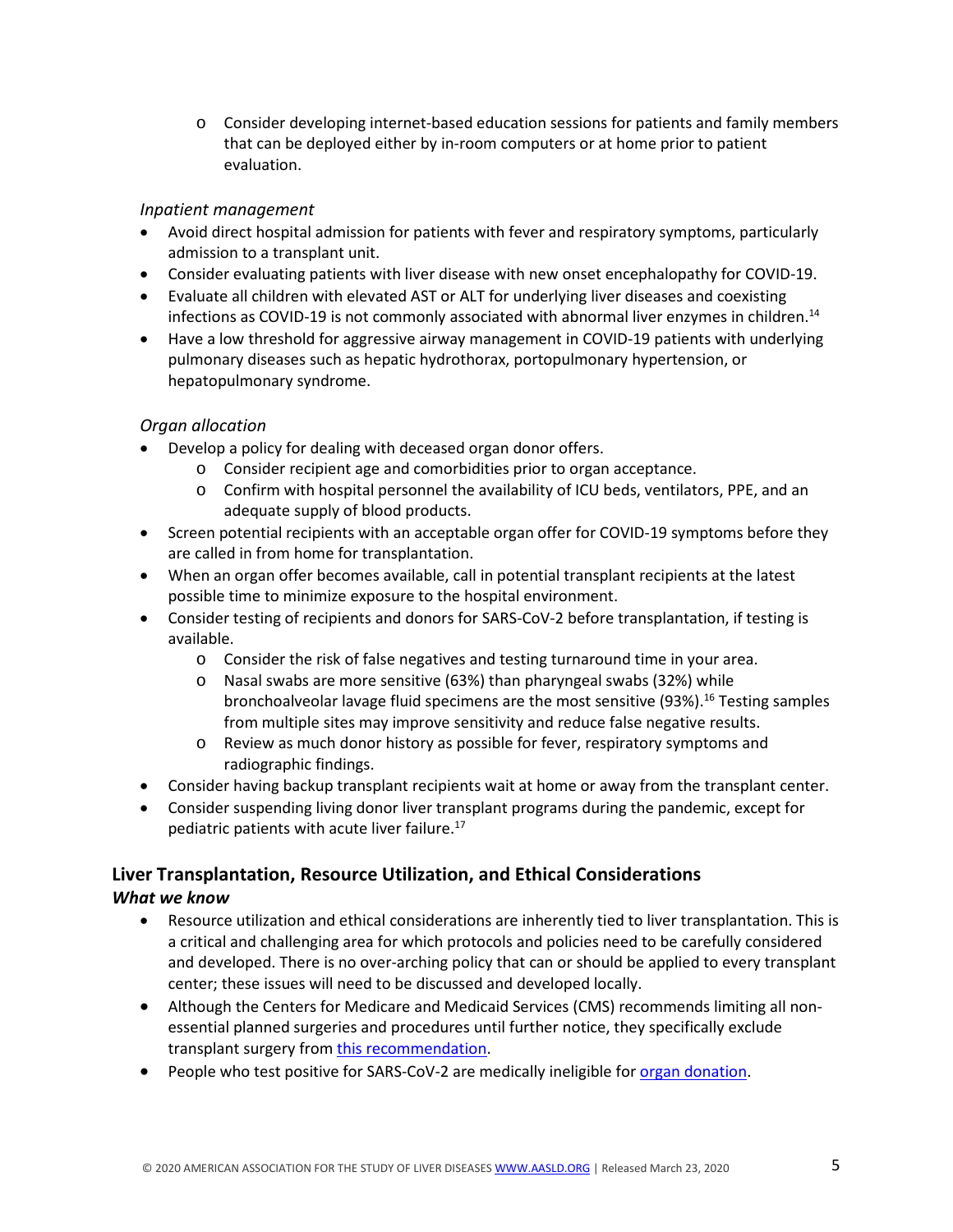- Consider developing internet-based education sessions for patients and family members that can be deployed either by in-room computers or at home prior to patient evaluation.

*Inpatient management*

- Avoid direct hospital admission for patients with fever and respiratory symptoms, particularly admission to a transplant unit.
- Consider evaluating patients with liver disease with new onset encephalopathy for COVID-19.
- Evaluate all children with elevated AST or ALT for underlying liver diseases and coexisting infections as COVID-19 is not commonly associated with abnormal liver enzymes in children.[14]
- Have a low threshold for aggressive airway management in COVID-19 patients with underlying pulmonary diseases such as hepatic hydrothorax, portopulmonary hypertension, or hepatopulmonary syndrome.

*Organ allocation*

- Develop a policy for dealing with deceased organ donor offers.
  - Consider recipient age and comorbidities prior to organ acceptance.
  - Confirm with hospital personnel the availability of ICU beds, ventilators, PPE, and an adequate supply of blood products.
- Screen potential recipients with an acceptable organ offer for COVID-19 symptoms before they are called in from home for transplantation.
- When an organ offer becomes available, call in potential transplant recipients at the latest possible time to minimize exposure to the hospital environment.
- Consider testing of recipients and donors for SARS-CoV-2 before transplantation, if testing is available.
  - Consider the risk of false negatives and testing turnaround time in your area.
  - Nasal swabs are more sensitive (63%) than pharyngeal swabs (32%) while bronchoalveolar lavage fluid specimens are the most sensitive (93%).[16] Testing samples from multiple sites may improve sensitivity and reduce false negative results.
  - Review as much donor history as possible for fever, respiratory symptoms and radiographic findings.
- Consider having backup transplant recipients wait at home or away from the transplant center.
- Consider suspending living donor liver transplant programs during the pandemic, except for pediatric patients with acute liver failure.[17]

## Liver Transplantation, Resource Utilization, and Ethical Considerations

### *What we know*

- Resource utilization and ethical considerations are inherently tied to liver transplantation. This is a critical and challenging area for which protocols and policies need to be carefully considered and developed. There is no over-arching policy that can or should be applied to every transplant center; these issues will need to be discussed and developed locally.
- Although the Centers for Medicare and Medicaid Services (CMS) recommends limiting all non-essential planned surgeries and procedures until further notice, they specifically exclude transplant surgery from this recommendation.
- People who test positive for SARS-CoV-2 are medically ineligible for organ donation.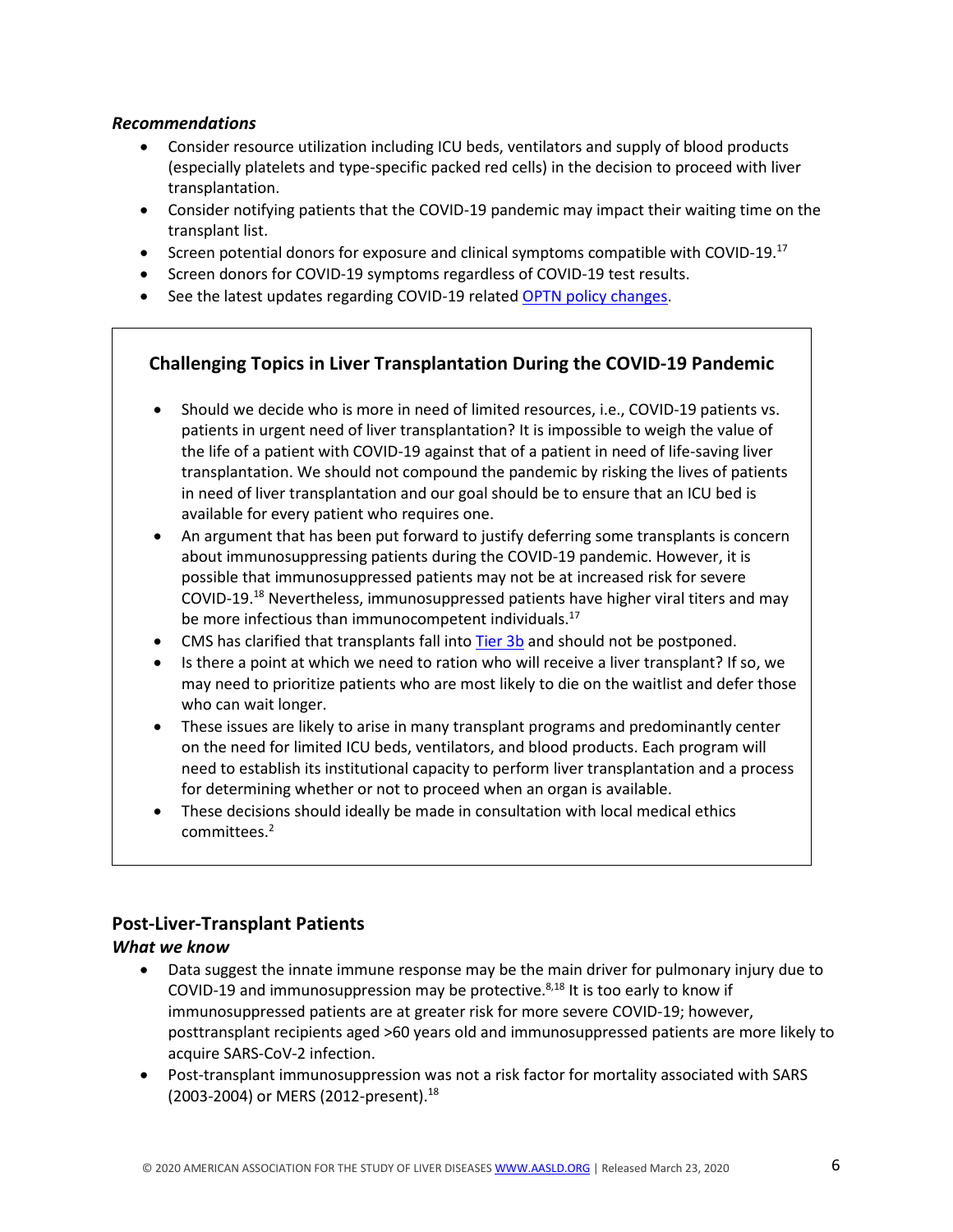***Recommendations***

- Consider resource utilization including ICU beds, ventilators and supply of blood products (especially platelets and type-specific packed red cells) in the decision to proceed with liver transplantation.
- Consider notifying patients that the COVID-19 pandemic may impact their waiting time on the transplant list.
- Screen potential donors for exposure and clinical symptoms compatible with COVID-19.[17]
- Screen donors for COVID-19 symptoms regardless of COVID-19 test results.
- See the latest updates regarding COVID-19 related OPTN policy changes.

### Challenging Topics in Liver Transplantation During the COVID-19 Pandemic

- Should we decide who is more in need of limited resources, i.e., COVID-19 patients vs. patients in urgent need of liver transplantation? It is impossible to weigh the value of the life of a patient with COVID-19 against that of a patient in need of life-saving liver transplantation. We should not compound the pandemic by risking the lives of patients in need of liver transplantation and our goal should be to ensure that an ICU bed is available for every patient who requires one.
- An argument that has been put forward to justify deferring some transplants is concern about immunosuppressing patients during the COVID-19 pandemic. However, it is possible that immunosuppressed patients may not be at increased risk for severe COVID-19.[18] Nevertheless, immunosuppressed patients have higher viral titers and may be more infectious than immunocompetent individuals.[17]
- CMS has clarified that transplants fall into Tier 3b and should not be postponed.
- Is there a point at which we need to ration who will receive a liver transplant? If so, we may need to prioritize patients who are most likely to die on the waitlist and defer those who can wait longer.
- These issues are likely to arise in many transplant programs and predominantly center on the need for limited ICU beds, ventilators, and blood products. Each program will need to establish its institutional capacity to perform liver transplantation and a process for determining whether or not to proceed when an organ is available.
- These decisions should ideally be made in consultation with local medical ethics committees.[2]

## Post-Liver-Transplant Patients

***What we know***

- Data suggest the innate immune response may be the main driver for pulmonary injury due to COVID-19 and immunosuppression may be protective.[8,18] It is too early to know if immunosuppressed patients are at greater risk for more severe COVID-19; however, posttransplant recipients aged >60 years old and immunosuppressed patients are more likely to acquire SARS-CoV-2 infection.
- Post-transplant immunosuppression was not a risk factor for mortality associated with SARS (2003-2004) or MERS (2012-present).[18]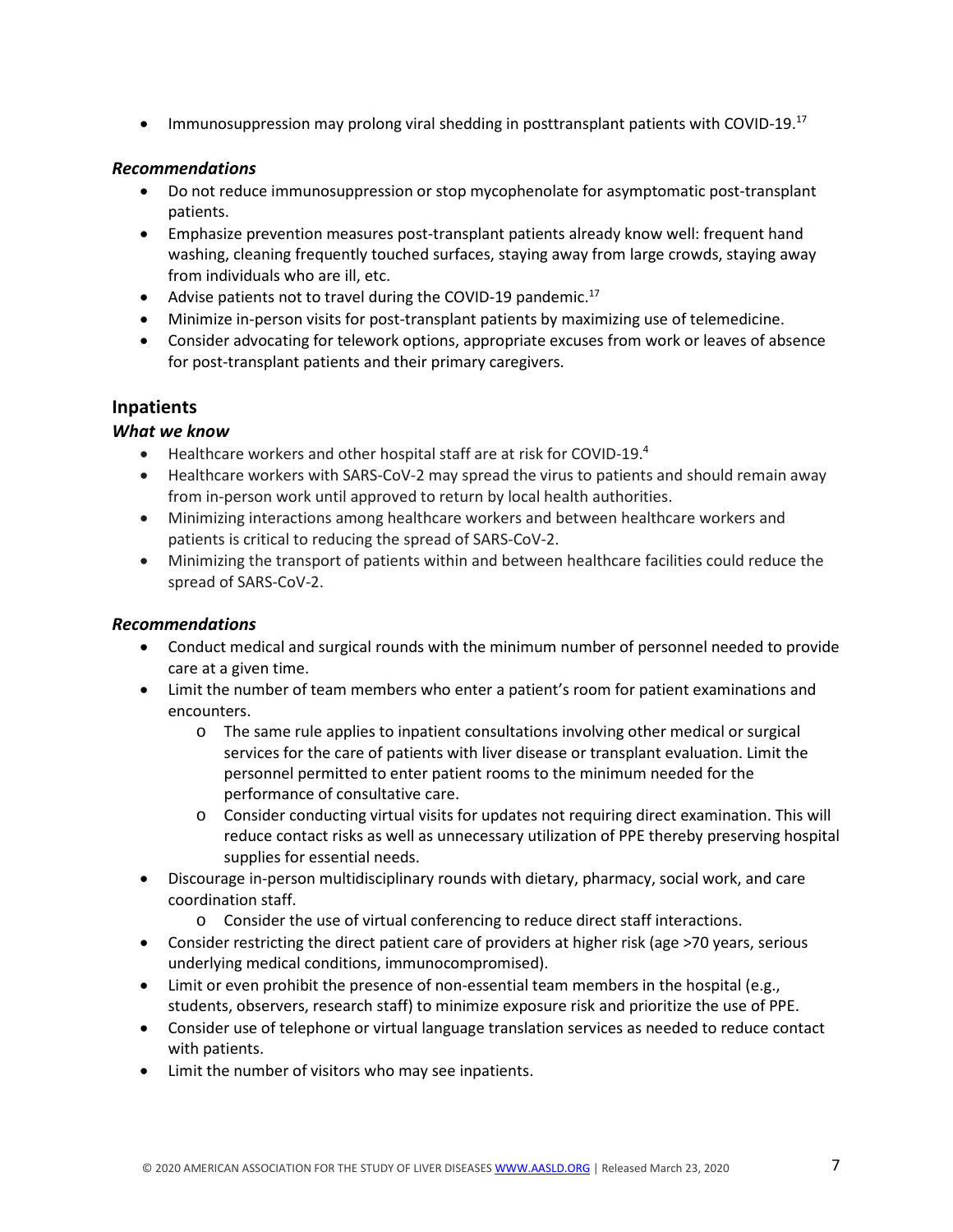- Immunosuppression may prolong viral shedding in posttransplant patients with COVID-19.[17]

### *Recommendations*

- Do not reduce immunosuppression or stop mycophenolate for asymptomatic post-transplant patients.
- Emphasize prevention measures post-transplant patients already know well: frequent hand washing, cleaning frequently touched surfaces, staying away from large crowds, staying away from individuals who are ill, etc.
- Advise patients not to travel during the COVID-19 pandemic.[17]
- Minimize in-person visits for post-transplant patients by maximizing use of telemedicine.
- Consider advocating for telework options, appropriate excuses from work or leaves of absence for post-transplant patients and their primary caregivers.

## Inpatients

### *What we know*

- Healthcare workers and other hospital staff are at risk for COVID-19.[4]
- Healthcare workers with SARS-CoV-2 may spread the virus to patients and should remain away from in-person work until approved to return by local health authorities.
- Minimizing interactions among healthcare workers and between healthcare workers and patients is critical to reducing the spread of SARS-CoV-2.
- Minimizing the transport of patients within and between healthcare facilities could reduce the spread of SARS-CoV-2.

### *Recommendations*

- Conduct medical and surgical rounds with the minimum number of personnel needed to provide care at a given time.
- Limit the number of team members who enter a patient's room for patient examinations and encounters.
  - The same rule applies to inpatient consultations involving other medical or surgical services for the care of patients with liver disease or transplant evaluation. Limit the personnel permitted to enter patient rooms to the minimum needed for the performance of consultative care.
  - Consider conducting virtual visits for updates not requiring direct examination. This will reduce contact risks as well as unnecessary utilization of PPE thereby preserving hospital supplies for essential needs.
- Discourage in-person multidisciplinary rounds with dietary, pharmacy, social work, and care coordination staff.
  - Consider the use of virtual conferencing to reduce direct staff interactions.
- Consider restricting the direct patient care of providers at higher risk (age >70 years, serious underlying medical conditions, immunocompromised).
- Limit or even prohibit the presence of non-essential team members in the hospital (e.g., students, observers, research staff) to minimize exposure risk and prioritize the use of PPE.
- Consider use of telephone or virtual language translation services as needed to reduce contact with patients.
- Limit the number of visitors who may see inpatients.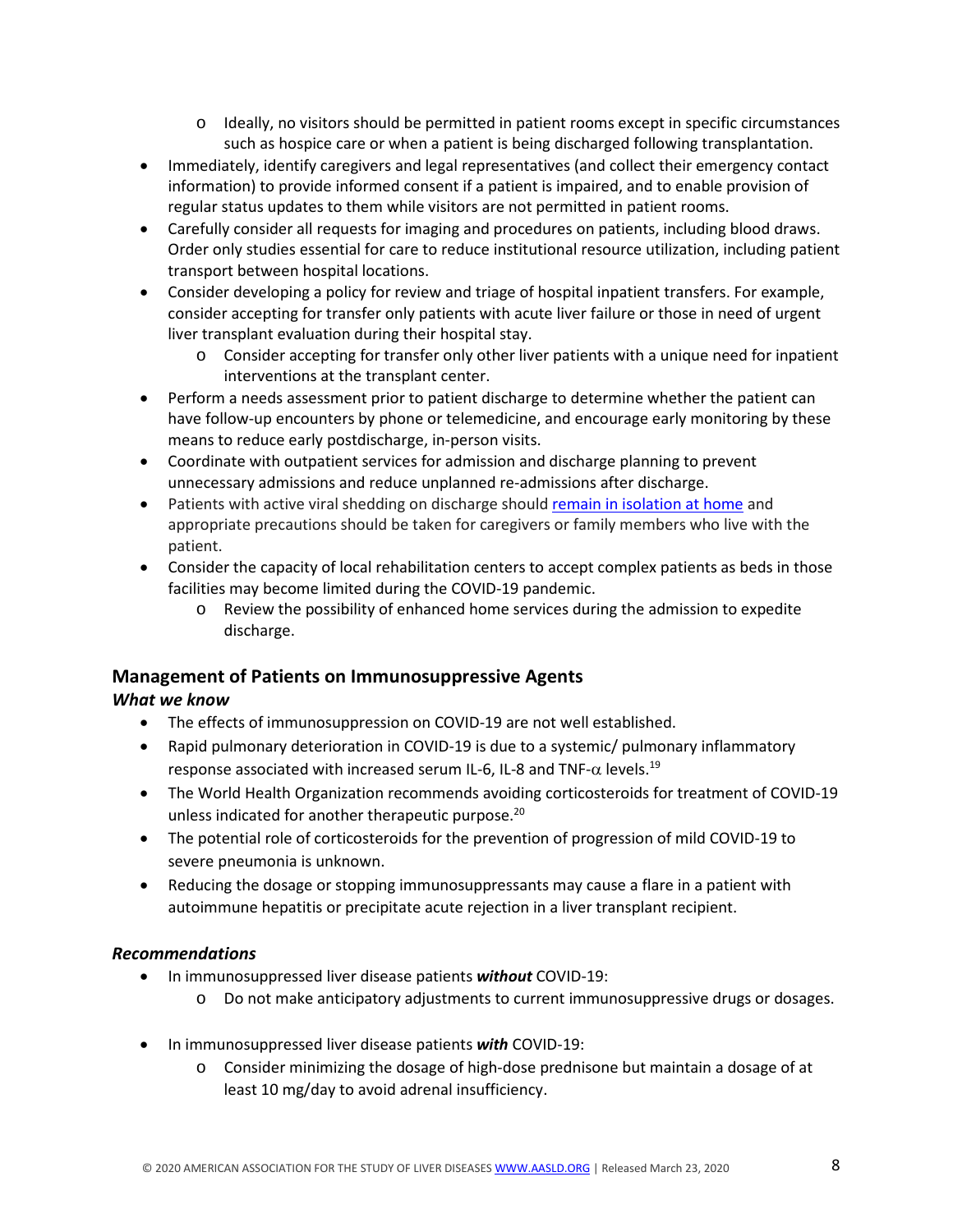- Ideally, no visitors should be permitted in patient rooms except in specific circumstances such as hospice care or when a patient is being discharged following transplantation.
- Immediately, identify caregivers and legal representatives (and collect their emergency contact information) to provide informed consent if a patient is impaired, and to enable provision of regular status updates to them while visitors are not permitted in patient rooms.
- Carefully consider all requests for imaging and procedures on patients, including blood draws. Order only studies essential for care to reduce institutional resource utilization, including patient transport between hospital locations.
- Consider developing a policy for review and triage of hospital inpatient transfers. For example, consider accepting for transfer only patients with acute liver failure or those in need of urgent liver transplant evaluation during their hospital stay.
  - Consider accepting for transfer only other liver patients with a unique need for inpatient interventions at the transplant center.
- Perform a needs assessment prior to patient discharge to determine whether the patient can have follow-up encounters by phone or telemedicine, and encourage early monitoring by these means to reduce early postdischarge, in-person visits.
- Coordinate with outpatient services for admission and discharge planning to prevent unnecessary admissions and reduce unplanned re-admissions after discharge.
- Patients with active viral shedding on discharge should remain in isolation at home and appropriate precautions should be taken for caregivers or family members who live with the patient.
- Consider the capacity of local rehabilitation centers to accept complex patients as beds in those facilities may become limited during the COVID-19 pandemic.
  - Review the possibility of enhanced home services during the admission to expedite discharge.

## Management of Patients on Immunosuppressive Agents

### *What we know*

- The effects of immunosuppression on COVID-19 are not well established.
- Rapid pulmonary deterioration in COVID-19 is due to a systemic/ pulmonary inflammatory response associated with increased serum IL-6, IL-8 and TNF-$\alpha$ levels.[19]
- The World Health Organization recommends avoiding corticosteroids for treatment of COVID-19 unless indicated for another therapeutic purpose.[20]
- The potential role of corticosteroids for the prevention of progression of mild COVID-19 to severe pneumonia is unknown.
- Reducing the dosage or stopping immunosuppressants may cause a flare in a patient with autoimmune hepatitis or precipitate acute rejection in a liver transplant recipient.

### *Recommendations*

- In immunosuppressed liver disease patients ***without*** COVID-19:
  - Do not make anticipatory adjustments to current immunosuppressive drugs or dosages.
- In immunosuppressed liver disease patients ***with*** COVID-19:
  - Consider minimizing the dosage of high-dose prednisone but maintain a dosage of at least 10 mg/day to avoid adrenal insufficiency.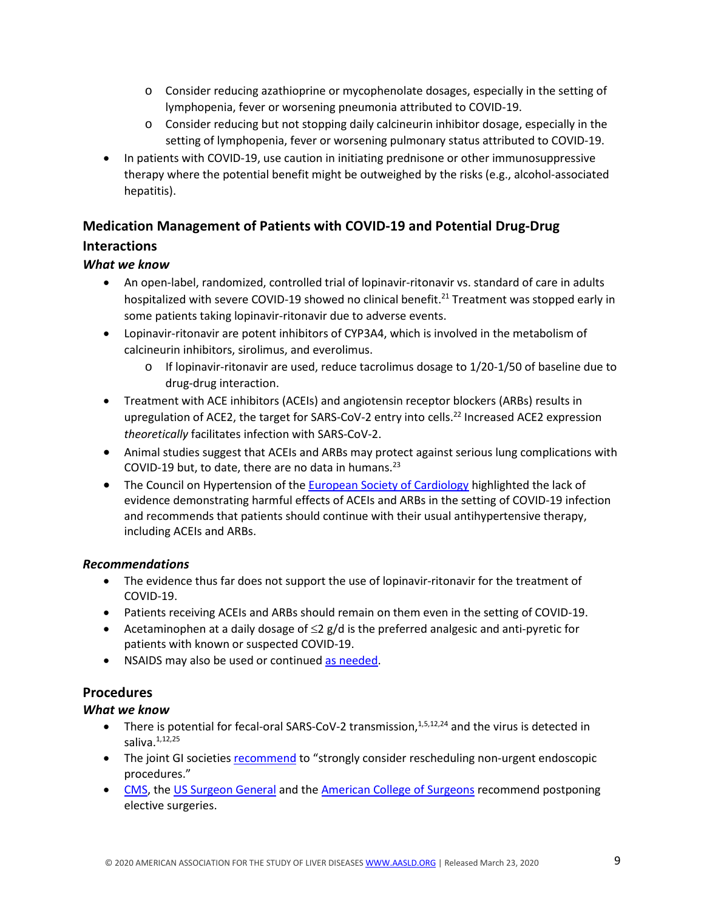- Consider reducing azathioprine or mycophenolate dosages, especially in the setting of lymphopenia, fever or worsening pneumonia attributed to COVID-19.
  - Consider reducing but not stopping daily calcineurin inhibitor dosage, especially in the setting of lymphopenia, fever or worsening pulmonary status attributed to COVID-19.
- In patients with COVID-19, use caution in initiating prednisone or other immunosuppressive therapy where the potential benefit might be outweighed by the risks (e.g., alcohol-associated hepatitis).

## Medication Management of Patients with COVID-19 and Potential Drug-Drug Interactions

***What we know***

- An open-label, randomized, controlled trial of lopinavir-ritonavir vs. standard of care in adults hospitalized with severe COVID-19 showed no clinical benefit.[21] Treatment was stopped early in some patients taking lopinavir-ritonavir due to adverse events.
- Lopinavir-ritonavir are potent inhibitors of CYP3A4, which is involved in the metabolism of calcineurin inhibitors, sirolimus, and everolimus.
  - If lopinavir-ritonavir are used, reduce tacrolimus dosage to 1/20-1/50 of baseline due to drug-drug interaction.
- Treatment with ACE inhibitors (ACEIs) and angiotensin receptor blockers (ARBs) results in upregulation of ACE2, the target for SARS-CoV-2 entry into cells.[22] Increased ACE2 expression *theoretically* facilitates infection with SARS-CoV-2.
- Animal studies suggest that ACEIs and ARBs may protect against serious lung complications with COVID-19 but, to date, there are no data in humans.[23]
- The Council on Hypertension of the European Society of Cardiology highlighted the lack of evidence demonstrating harmful effects of ACEIs and ARBs in the setting of COVID-19 infection and recommends that patients should continue with their usual antihypertensive therapy, including ACEIs and ARBs.

***Recommendations***

- The evidence thus far does not support the use of lopinavir-ritonavir for the treatment of COVID-19.
- Patients receiving ACEIs and ARBs should remain on them even in the setting of COVID-19.
- Acetaminophen at a daily dosage of ≤2 g/d is the preferred analgesic and anti-pyretic for patients with known or suspected COVID-19.
- NSAIDS may also be used or continued as needed.

## Procedures

***What we know***

- There is potential for fecal-oral SARS-CoV-2 transmission,[1,5,12,24] and the virus is detected in saliva.[1,12,25]
- The joint GI societies recommend to "strongly consider rescheduling non-urgent endoscopic procedures."
- CMS, the US Surgeon General and the American College of Surgeons recommend postponing elective surgeries.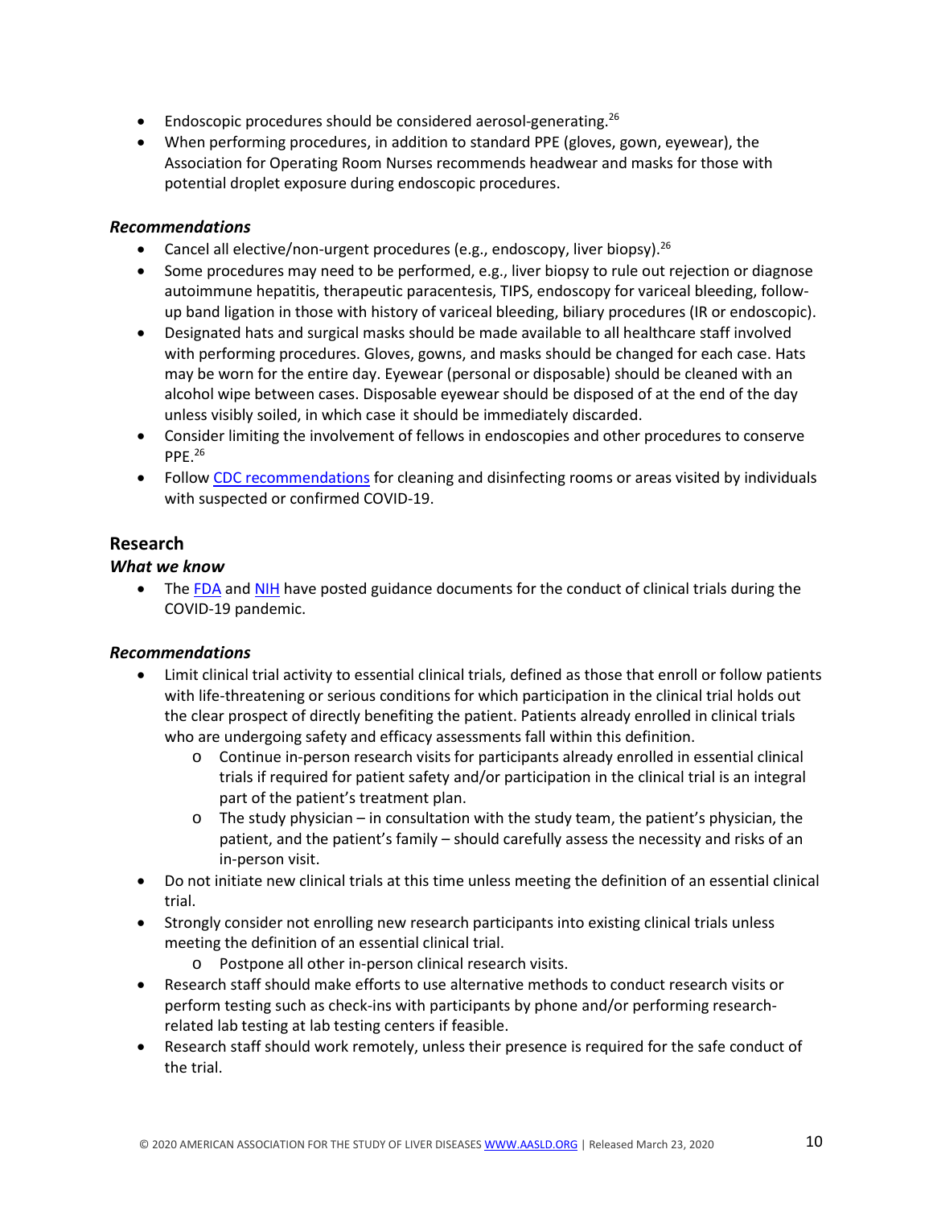- Endoscopic procedures should be considered aerosol-generating.[26]
- When performing procedures, in addition to standard PPE (gloves, gown, eyewear), the Association for Operating Room Nurses recommends headwear and masks for those with potential droplet exposure during endoscopic procedures.

### *Recommendations*

- Cancel all elective/non-urgent procedures (e.g., endoscopy, liver biopsy).[26]
- Some procedures may need to be performed, e.g., liver biopsy to rule out rejection or diagnose autoimmune hepatitis, therapeutic paracentesis, TIPS, endoscopy for variceal bleeding, follow-up band ligation in those with history of variceal bleeding, biliary procedures (IR or endoscopic).
- Designated hats and surgical masks should be made available to all healthcare staff involved with performing procedures. Gloves, gowns, and masks should be changed for each case. Hats may be worn for the entire day. Eyewear (personal or disposable) should be cleaned with an alcohol wipe between cases. Disposable eyewear should be disposed of at the end of the day unless visibly soiled, in which case it should be immediately discarded.
- Consider limiting the involvement of fellows in endoscopies and other procedures to conserve PPE.[26]
- Follow CDC recommendations for cleaning and disinfecting rooms or areas visited by individuals with suspected or confirmed COVID-19.

## Research

### *What we know*

- The FDA and NIH have posted guidance documents for the conduct of clinical trials during the COVID-19 pandemic.

### *Recommendations*

- Limit clinical trial activity to essential clinical trials, defined as those that enroll or follow patients with life-threatening or serious conditions for which participation in the clinical trial holds out the clear prospect of directly benefiting the patient. Patients already enrolled in clinical trials who are undergoing safety and efficacy assessments fall within this definition.
  - Continue in-person research visits for participants already enrolled in essential clinical trials if required for patient safety and/or participation in the clinical trial is an integral part of the patient's treatment plan.
  - The study physician – in consultation with the study team, the patient's physician, the patient, and the patient's family – should carefully assess the necessity and risks of an in-person visit.
- Do not initiate new clinical trials at this time unless meeting the definition of an essential clinical trial.
- Strongly consider not enrolling new research participants into existing clinical trials unless meeting the definition of an essential clinical trial.
  - Postpone all other in-person clinical research visits.
- Research staff should make efforts to use alternative methods to conduct research visits or perform testing such as check-ins with participants by phone and/or performing research-related lab testing at lab testing centers if feasible.
- Research staff should work remotely, unless their presence is required for the safe conduct of the trial.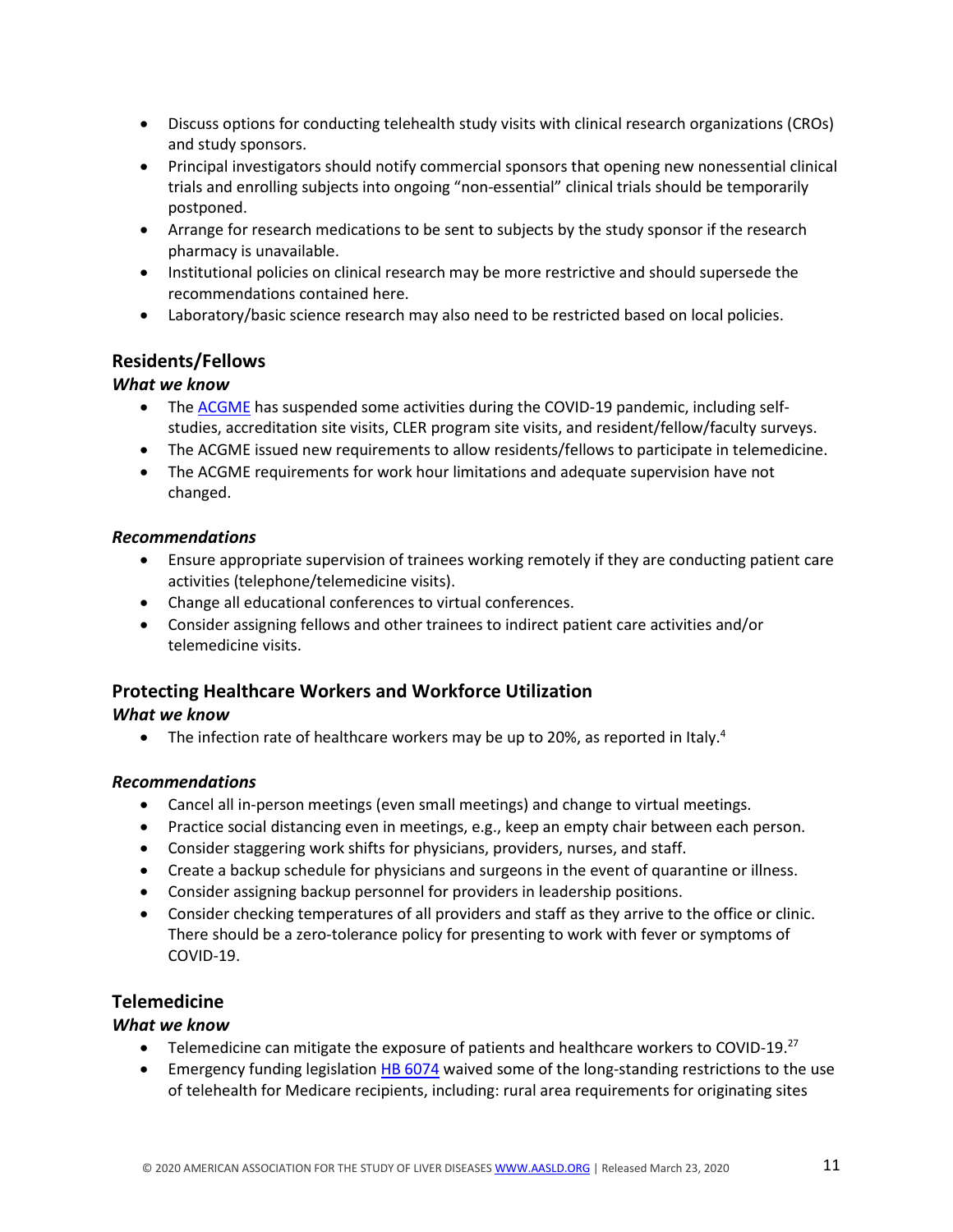- Discuss options for conducting telehealth study visits with clinical research organizations (CROs) and study sponsors.
- Principal investigators should notify commercial sponsors that opening new nonessential clinical trials and enrolling subjects into ongoing "non-essential" clinical trials should be temporarily postponed.
- Arrange for research medications to be sent to subjects by the study sponsor if the research pharmacy is unavailable.
- Institutional policies on clinical research may be more restrictive and should supersede the recommendations contained here.
- Laboratory/basic science research may also need to be restricted based on local policies.

## Residents/Fellows

### *What we know*

- The ACGME has suspended some activities during the COVID-19 pandemic, including self-studies, accreditation site visits, CLER program site visits, and resident/fellow/faculty surveys.
- The ACGME issued new requirements to allow residents/fellows to participate in telemedicine.
- The ACGME requirements for work hour limitations and adequate supervision have not changed.

### *Recommendations*

- Ensure appropriate supervision of trainees working remotely if they are conducting patient care activities (telephone/telemedicine visits).
- Change all educational conferences to virtual conferences.
- Consider assigning fellows and other trainees to indirect patient care activities and/or telemedicine visits.

## Protecting Healthcare Workers and Workforce Utilization

### *What we know*

- The infection rate of healthcare workers may be up to 20%, as reported in Italy.[4]

### *Recommendations*

- Cancel all in-person meetings (even small meetings) and change to virtual meetings.
- Practice social distancing even in meetings, e.g., keep an empty chair between each person.
- Consider staggering work shifts for physicians, providers, nurses, and staff.
- Create a backup schedule for physicians and surgeons in the event of quarantine or illness.
- Consider assigning backup personnel for providers in leadership positions.
- Consider checking temperatures of all providers and staff as they arrive to the office or clinic. There should be a zero-tolerance policy for presenting to work with fever or symptoms of COVID-19.

## Telemedicine

### *What we know*

- Telemedicine can mitigate the exposure of patients and healthcare workers to COVID-19.[27]
- Emergency funding legislation HB 6074 waived some of the long-standing restrictions to the use of telehealth for Medicare recipients, including: rural area requirements for originating sites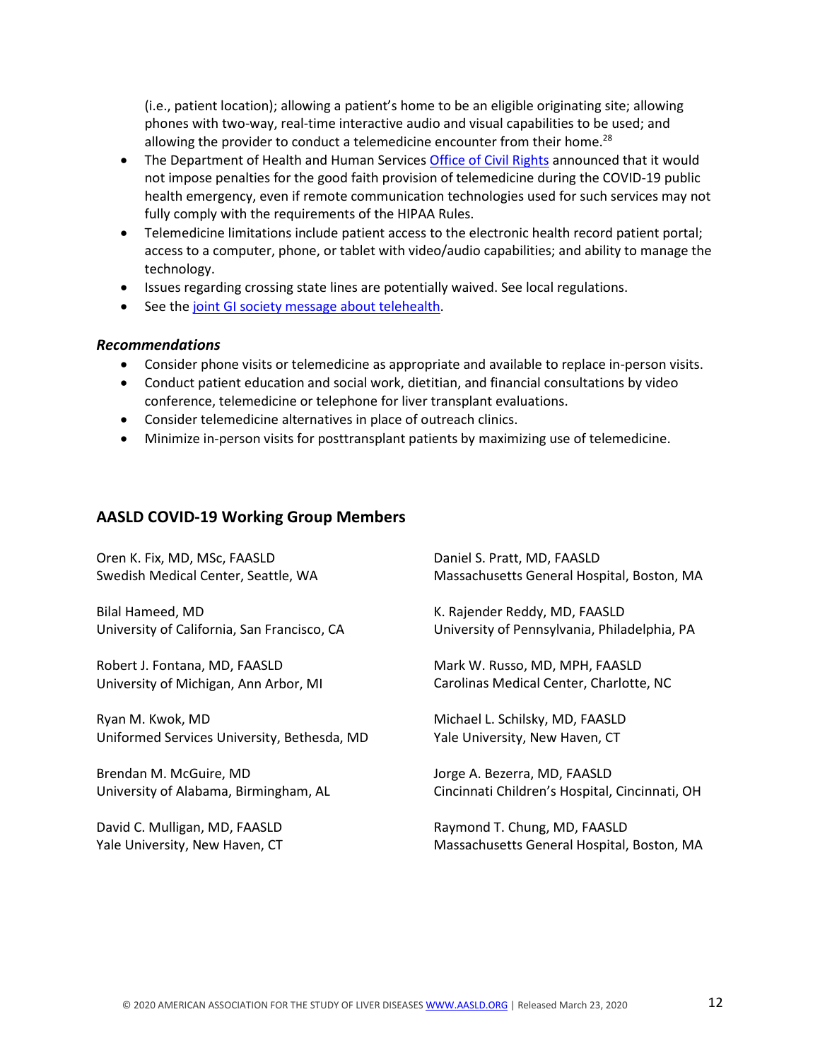(i.e., patient location); allowing a patient's home to be an eligible originating site; allowing phones with two-way, real-time interactive audio and visual capabilities to be used; and allowing the provider to conduct a telemedicine encounter from their home.[28]

- The Department of Health and Human Services Office of Civil Rights announced that it would not impose penalties for the good faith provision of telemedicine during the COVID-19 public health emergency, even if remote communication technologies used for such services may not fully comply with the requirements of the HIPAA Rules.
- Telemedicine limitations include patient access to the electronic health record patient portal; access to a computer, phone, or tablet with video/audio capabilities; and ability to manage the technology.
- Issues regarding crossing state lines are potentially waived. See local regulations.
- See the joint GI society message about telehealth.

### *Recommendations*

- Consider phone visits or telemedicine as appropriate and available to replace in-person visits.
- Conduct patient education and social work, dietitian, and financial consultations by video conference, telemedicine or telephone for liver transplant evaluations.
- Consider telemedicine alternatives in place of outreach clinics.
- Minimize in-person visits for posttransplant patients by maximizing use of telemedicine.

## AASLD COVID-19 Working Group Members

Oren K. Fix, MD, MSc, FAASLD
Swedish Medical Center, Seattle, WA

Bilal Hameed, MD
University of California, San Francisco, CA

Robert J. Fontana, MD, FAASLD
University of Michigan, Ann Arbor, MI

Ryan M. Kwok, MD
Uniformed Services University, Bethesda, MD

Brendan M. McGuire, MD
University of Alabama, Birmingham, AL

David C. Mulligan, MD, FAASLD
Yale University, New Haven, CT

Daniel S. Pratt, MD, FAASLD
Massachusetts General Hospital, Boston, MA

K. Rajender Reddy, MD, FAASLD
University of Pennsylvania, Philadelphia, PA

Mark W. Russo, MD, MPH, FAASLD
Carolinas Medical Center, Charlotte, NC

Michael L. Schilsky, MD, FAASLD
Yale University, New Haven, CT

Jorge A. Bezerra, MD, FAASLD
Cincinnati Children's Hospital, Cincinnati, OH

Raymond T. Chung, MD, FAASLD
Massachusetts General Hospital, Boston, MA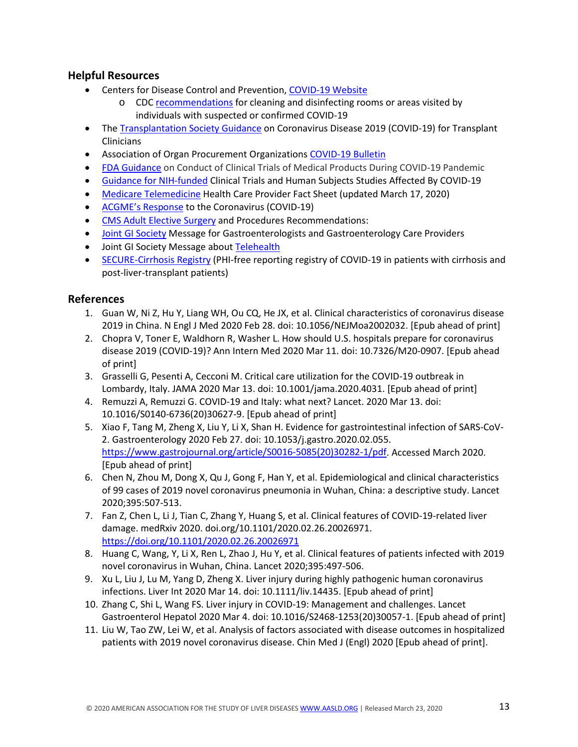## Helpful Resources

- Centers for Disease Control and Prevention, COVID-19 Website
  - CDC recommendations for cleaning and disinfecting rooms or areas visited by individuals with suspected or confirmed COVID-19
- The Transplantation Society Guidance on Coronavirus Disease 2019 (COVID-19) for Transplant Clinicians
- Association of Organ Procurement Organizations COVID-19 Bulletin
- FDA Guidance on Conduct of Clinical Trials of Medical Products During COVID-19 Pandemic
- Guidance for NIH-funded Clinical Trials and Human Subjects Studies Affected By COVID-19
- Medicare Telemedicine Health Care Provider Fact Sheet (updated March 17, 2020)
- ACGME's Response to the Coronavirus (COVID-19)
- CMS Adult Elective Surgery and Procedures Recommendations:
- Joint GI Society Message for Gastroenterologists and Gastroenterology Care Providers
- Joint GI Society Message about Telehealth
- SECURE-Cirrhosis Registry (PHI-free reporting registry of COVID-19 in patients with cirrhosis and post-liver-transplant patients)

## References

1. Guan W, Ni Z, Hu Y, Liang WH, Ou CQ, He JX, et al. Clinical characteristics of coronavirus disease 2019 in China. N Engl J Med 2020 Feb 28. doi: 10.1056/NEJMoa2002032. [Epub ahead of print]
2. Chopra V, Toner E, Waldhorn R, Washer L. How should U.S. hospitals prepare for coronavirus disease 2019 (COVID-19)? Ann Intern Med 2020 Mar 11. doi: 10.7326/M20-0907. [Epub ahead of print]
3. Grasselli G, Pesenti A, Cecconi M. Critical care utilization for the COVID-19 outbreak in Lombardy, Italy. JAMA 2020 Mar 13. doi: 10.1001/jama.2020.4031. [Epub ahead of print]
4. Remuzzi A, Remuzzi G. COVID-19 and Italy: what next? Lancet. 2020 Mar 13. doi: 10.1016/S0140-6736(20)30627-9. [Epub ahead of print]
5. Xiao F, Tang M, Zheng X, Liu Y, Li X, Shan H. Evidence for gastrointestinal infection of SARS-CoV-2. Gastroenterology 2020 Feb 27. doi: 10.1053/j.gastro.2020.02.055. https://www.gastrojournal.org/article/S0016-5085(20)30282-1/pdf. Accessed March 2020. [Epub ahead of print]
6. Chen N, Zhou M, Dong X, Qu J, Gong F, Han Y, et al. Epidemiological and clinical characteristics of 99 cases of 2019 novel coronavirus pneumonia in Wuhan, China: a descriptive study. Lancet 2020;395:507-513.
7. Fan Z, Chen L, Li J, Tian C, Zhang Y, Huang S, et al. Clinical features of COVID-19-related liver damage. medRxiv 2020. doi.org/10.1101/2020.02.26.20026971. https://doi.org/10.1101/2020.02.26.20026971
8. Huang C, Wang, Y, Li X, Ren L, Zhao J, Hu Y, et al. Clinical features of patients infected with 2019 novel coronavirus in Wuhan, China. Lancet 2020;395:497-506.
9. Xu L, Liu J, Lu M, Yang D, Zheng X. Liver injury during highly pathogenic human coronavirus infections. Liver Int 2020 Mar 14. doi: 10.1111/liv.14435. [Epub ahead of print]
10. Zhang C, Shi L, Wang FS. Liver injury in COVID-19: Management and challenges. Lancet Gastroenterol Hepatol 2020 Mar 4. doi: 10.1016/S2468-1253(20)30057-1. [Epub ahead of print]
11. Liu W, Tao ZW, Lei W, et al. Analysis of factors associated with disease outcomes in hospitalized patients with 2019 novel coronavirus disease. Chin Med J (Engl) 2020 [Epub ahead of print].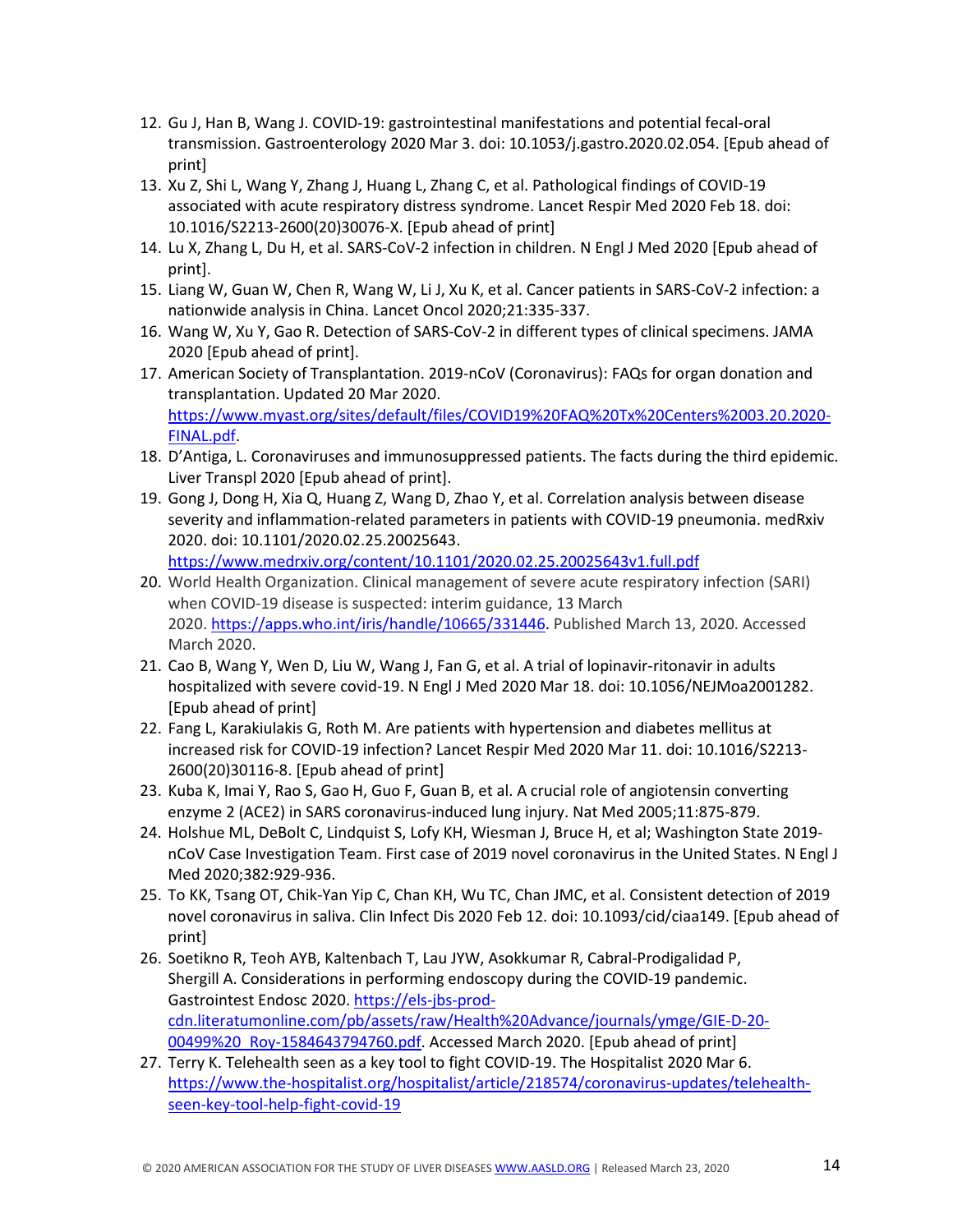12. Gu J, Han B, Wang J. COVID-19: gastrointestinal manifestations and potential fecal-oral transmission. Gastroenterology 2020 Mar 3. doi: 10.1053/j.gastro.2020.02.054. [Epub ahead of print]
13. Xu Z, Shi L, Wang Y, Zhang J, Huang L, Zhang C, et al. Pathological findings of COVID-19 associated with acute respiratory distress syndrome. Lancet Respir Med 2020 Feb 18. doi: 10.1016/S2213-2600(20)30076-X. [Epub ahead of print]
14. Lu X, Zhang L, Du H, et al. SARS-CoV-2 infection in children. N Engl J Med 2020 [Epub ahead of print].
15. Liang W, Guan W, Chen R, Wang W, Li J, Xu K, et al. Cancer patients in SARS-CoV-2 infection: a nationwide analysis in China. Lancet Oncol 2020;21:335-337.
16. Wang W, Xu Y, Gao R. Detection of SARS-CoV-2 in different types of clinical specimens. JAMA 2020 [Epub ahead of print].
17. American Society of Transplantation. 2019-nCoV (Coronavirus): FAQs for organ donation and transplantation. Updated 20 Mar 2020. https://www.myast.org/sites/default/files/COVID19%20FAQ%20Tx%20Centers%2003.20.2020-FINAL.pdf.
18. D'Antiga, L. Coronaviruses and immunosuppressed patients. The facts during the third epidemic. Liver Transpl 2020 [Epub ahead of print].
19. Gong J, Dong H, Xia Q, Huang Z, Wang D, Zhao Y, et al. Correlation analysis between disease severity and inflammation-related parameters in patients with COVID-19 pneumonia. medRxiv 2020. doi: 10.1101/2020.02.25.20025643. https://www.medrxiv.org/content/10.1101/2020.02.25.20025643v1.full.pdf
20. World Health Organization. Clinical management of severe acute respiratory infection (SARI) when COVID-19 disease is suspected: interim guidance, 13 March 2020. https://apps.who.int/iris/handle/10665/331446. Published March 13, 2020. Accessed March 2020.
21. Cao B, Wang Y, Wen D, Liu W, Wang J, Fan G, et al. A trial of lopinavir-ritonavir in adults hospitalized with severe covid-19. N Engl J Med 2020 Mar 18. doi: 10.1056/NEJMoa2001282. [Epub ahead of print]
22. Fang L, Karakiulakis G, Roth M. Are patients with hypertension and diabetes mellitus at increased risk for COVID-19 infection? Lancet Respir Med 2020 Mar 11. doi: 10.1016/S2213-2600(20)30116-8. [Epub ahead of print]
23. Kuba K, Imai Y, Rao S, Gao H, Guo F, Guan B, et al. A crucial role of angiotensin converting enzyme 2 (ACE2) in SARS coronavirus-induced lung injury. Nat Med 2005;11:875-879.
24. Holshue ML, DeBolt C, Lindquist S, Lofy KH, Wiesman J, Bruce H, et al; Washington State 2019-nCoV Case Investigation Team. First case of 2019 novel coronavirus in the United States. N Engl J Med 2020;382:929-936.
25. To KK, Tsang OT, Chik-Yan Yip C, Chan KH, Wu TC, Chan JMC, et al. Consistent detection of 2019 novel coronavirus in saliva. Clin Infect Dis 2020 Feb 12. doi: 10.1093/cid/ciaa149. [Epub ahead of print]
26. Soetikno R, Teoh AYB, Kaltenbach T, Lau JYW, Asokkumar R, Cabral-Prodigalidad P, Shergill A. Considerations in performing endoscopy during the COVID-19 pandemic. Gastrointest Endosc 2020. https://els-jbs-prod-cdn.literatumonline.com/pb/assets/raw/Health%20Advance/journals/ymge/GIE-D-20-00499%20_Roy-1584643794760.pdf. Accessed March 2020. [Epub ahead of print]
27. Terry K. Telehealth seen as a key tool to fight COVID-19. The Hospitalist 2020 Mar 6. https://www.the-hospitalist.org/hospitalist/article/218574/coronavirus-updates/telehealth-seen-key-tool-help-fight-covid-19

© 2020 AMERICAN ASSOCIATION FOR THE STUDY OF LIVER DISEASES WWW.AASLD.ORG | Released March 23, 2020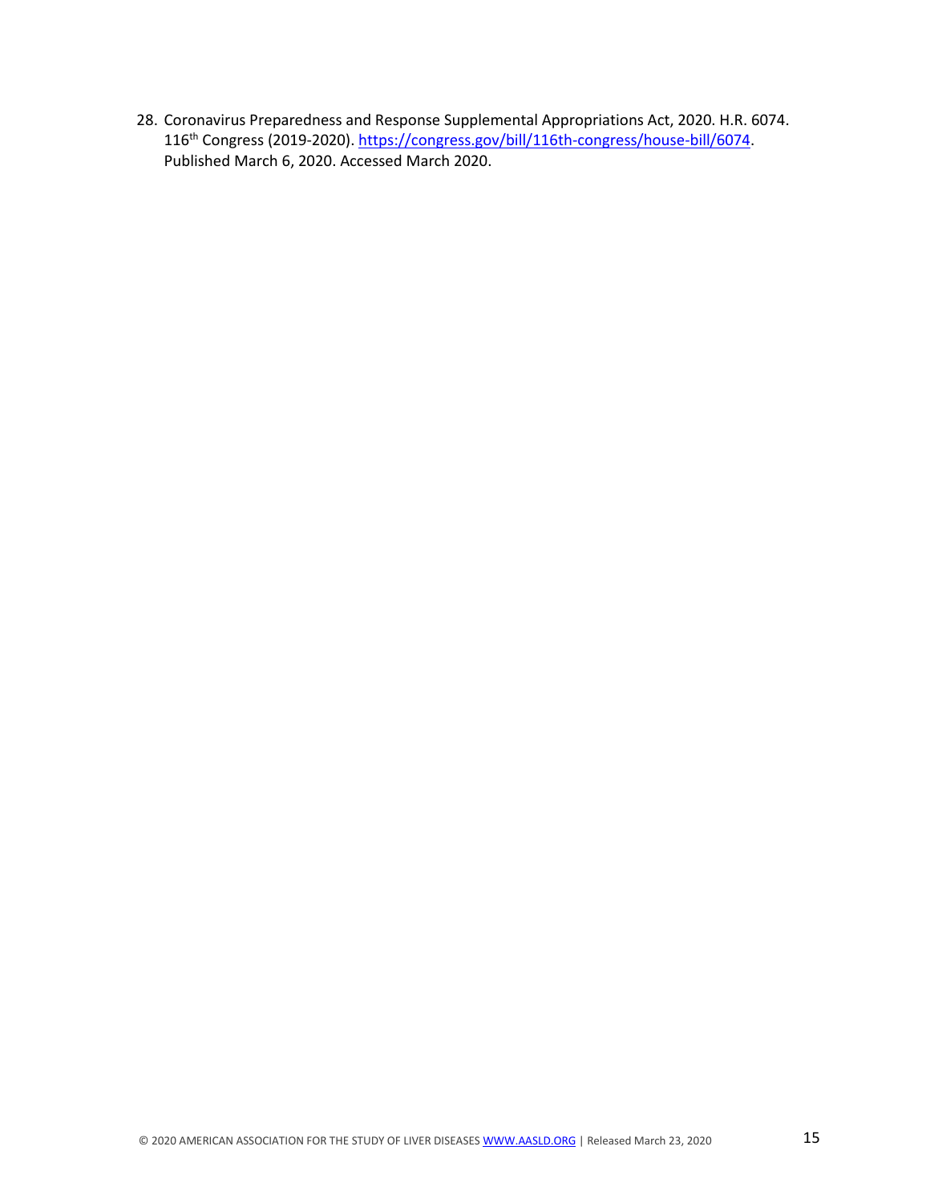28. Coronavirus Preparedness and Response Supplemental Appropriations Act, 2020. H.R. 6074. 116th Congress (2019-2020). https://congress.gov/bill/116th-congress/house-bill/6074. Published March 6, 2020. Accessed March 2020.